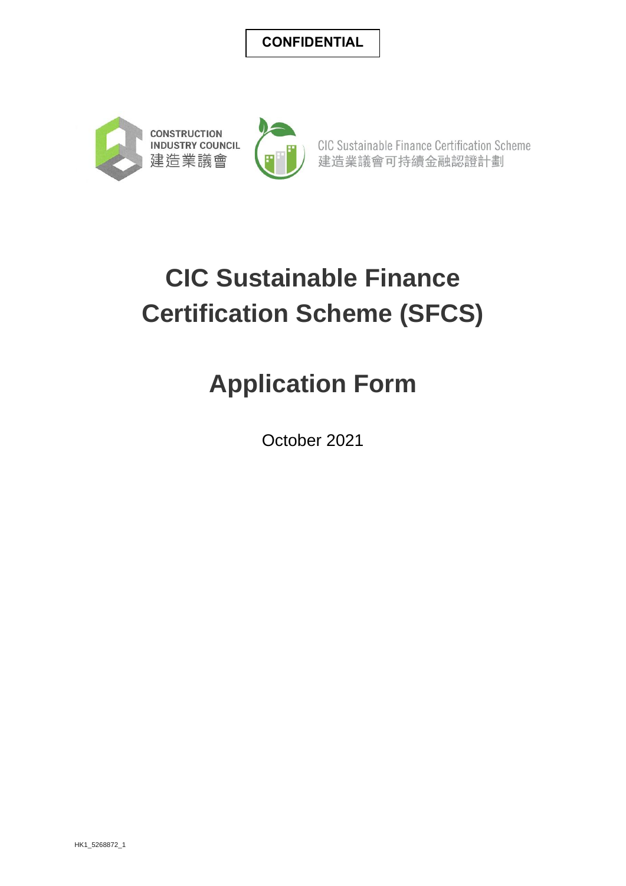**CONFIDENTIAL**

CONSTRUCTION INDUSTRY COUNCIL
建造業議會

CIC Sustainable Finance Certification Scheme
建造業議會可持續金融認證計劃

# CIC Sustainable Finance Certification Scheme (SFCS)

# Application Form

October 2021

HK1_5268872_1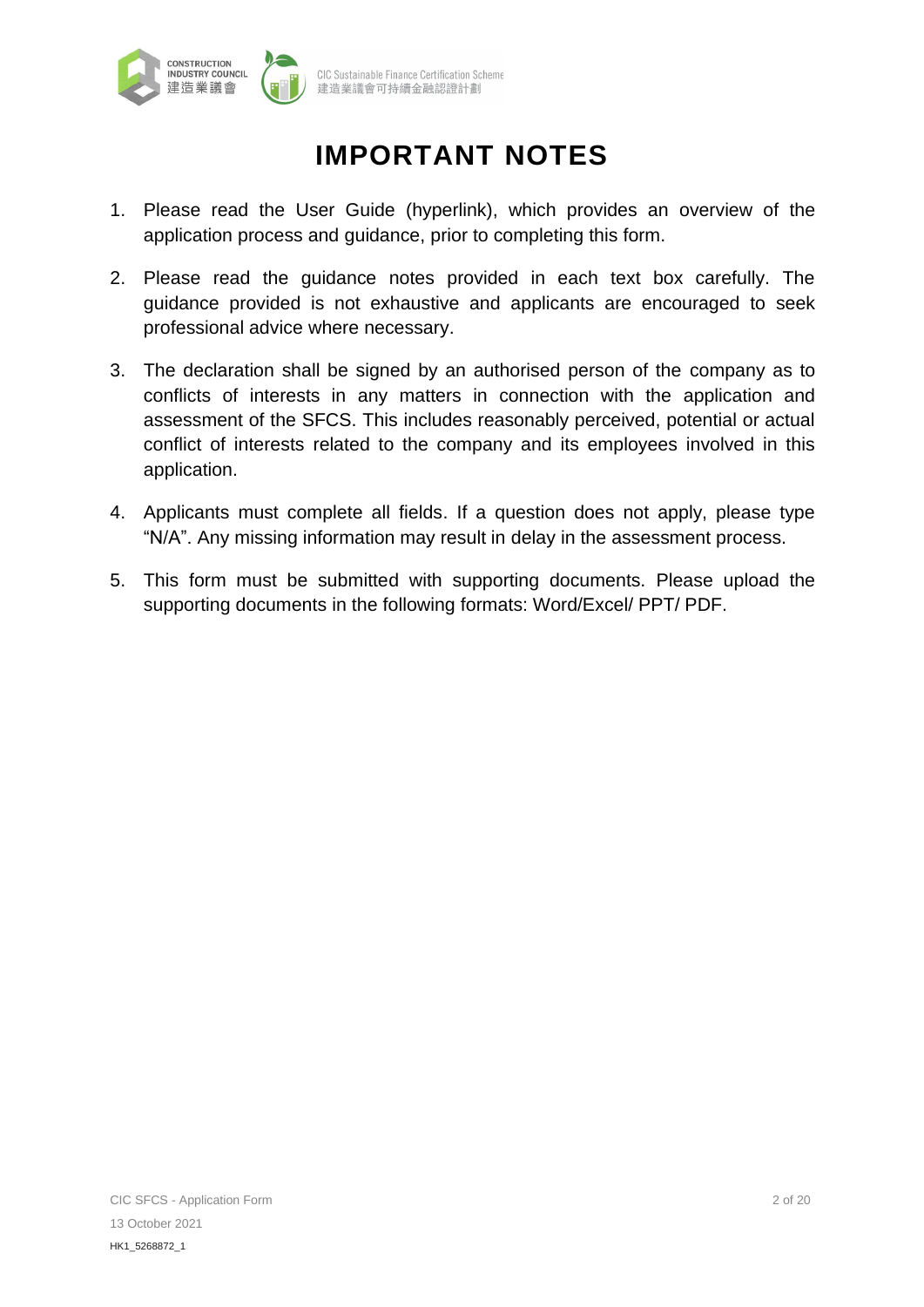# IMPORTANT NOTES

1. Please read the User Guide (hyperlink), which provides an overview of the application process and guidance, prior to completing this form.

2. Please read the guidance notes provided in each text box carefully. The guidance provided is not exhaustive and applicants are encouraged to seek professional advice where necessary.

3. The declaration shall be signed by an authorised person of the company as to conflicts of interests in any matters in connection with the application and assessment of the SFCS. This includes reasonably perceived, potential or actual conflict of interests related to the company and its employees involved in this application.

4. Applicants must complete all fields. If a question does not apply, please type "N/A". Any missing information may result in delay in the assessment process.

5. This form must be submitted with supporting documents. Please upload the supporting documents in the following formats: Word/Excel/ PPT/ PDF.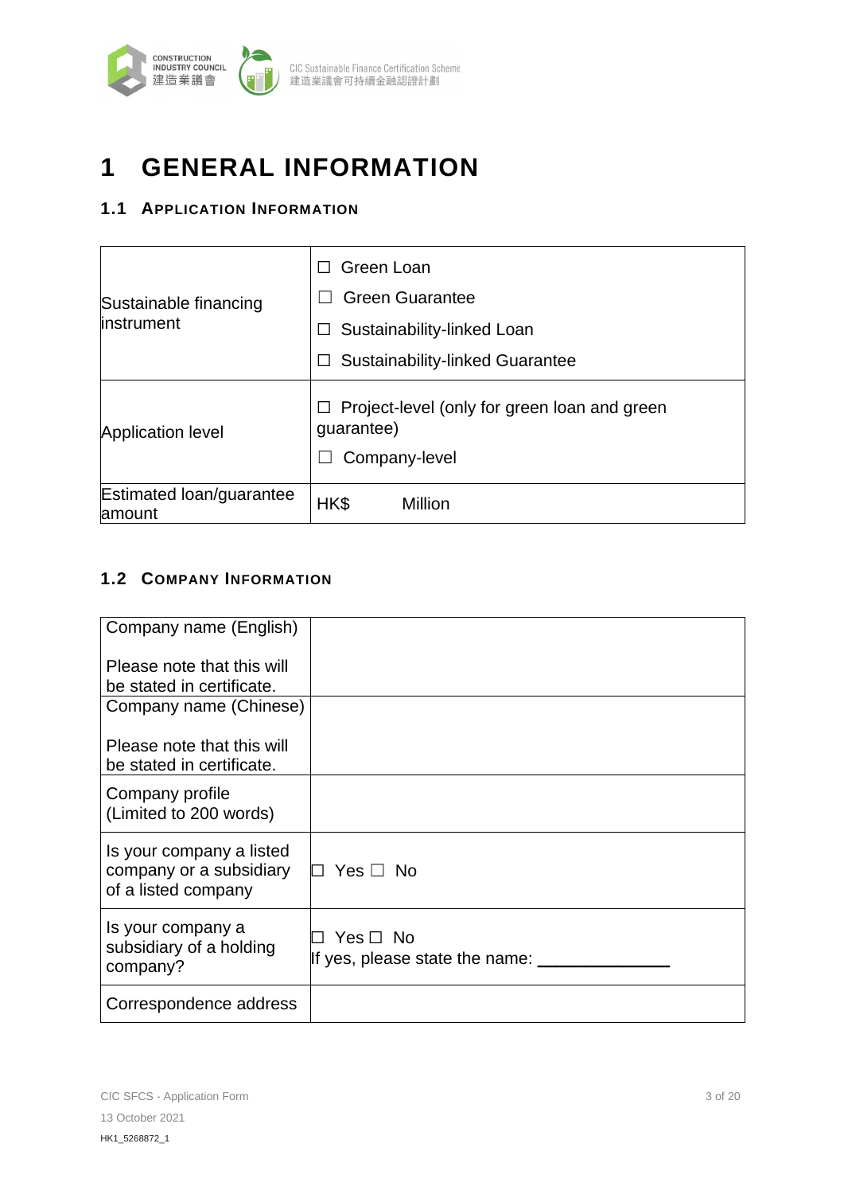# 1 GENERAL INFORMATION

## 1.1 APPLICATION INFORMATION

| | |
|---|---|
| Sustainable financing instrument | ☐ Green Loan<br>☐ Green Guarantee<br>☐ Sustainability-linked Loan<br>☐ Sustainability-linked Guarantee |
| Application level | ☐ Project-level (only for green loan and green guarantee)<br>☐ Company-level |
| Estimated loan/guarantee amount | HK$ Million |

## 1.2 COMPANY INFORMATION

| | |
|---|---|
| Company name (English)<br><br>Please note that this will be stated in certificate. | |
| Company name (Chinese)<br><br>Please note that this will be stated in certificate. | |
| Company profile (Limited to 200 words) | |
| Is your company a listed company or a subsidiary of a listed company | ☐ Yes ☐ No |
| Is your company a subsidiary of a holding company? | ☐ Yes ☐ No<br>If yes, please state the name: ______________ |
| Correspondence address | |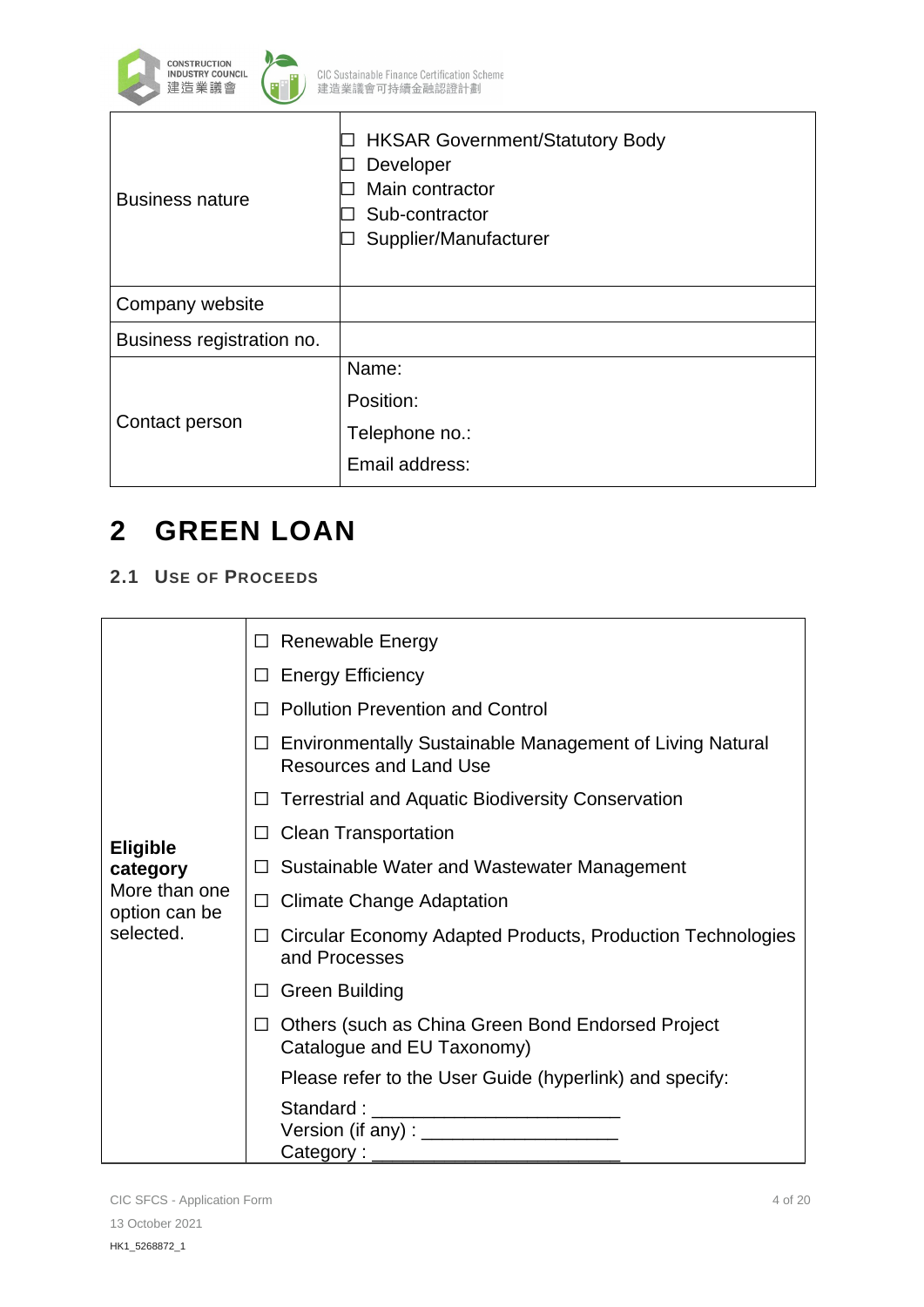| Business nature | ☐ HKSAR Government/Statutory Body<br>☐ Developer<br>☐ Main contractor<br>☐ Sub-contractor<br>☐ Supplier/Manufacturer |
|---|---|
| Company website | |
| Business registration no. | |
| Contact person | Name:<br>Position:<br>Telephone no.:<br>Email address: |

# 2 GREEN LOAN

## 2.1 Use of Proceeds

| **Eligible category** More than one option can be selected. | ☐ Renewable Energy<br>☐ Energy Efficiency<br>☐ Pollution Prevention and Control<br>☐ Environmentally Sustainable Management of Living Natural Resources and Land Use<br>☐ Terrestrial and Aquatic Biodiversity Conservation<br>☐ Clean Transportation<br>☐ Sustainable Water and Wastewater Management<br>☐ Climate Change Adaptation<br>☐ Circular Economy Adapted Products, Production Technologies and Processes<br>☐ Green Building<br>☐ Others (such as China Green Bond Endorsed Project Catalogue and EU Taxonomy)<br>Please refer to the User Guide (hyperlink) and specify:<br>Standard : ________________________<br>Version (if any) : ___________________<br>Category : ________________________ |
|---|---|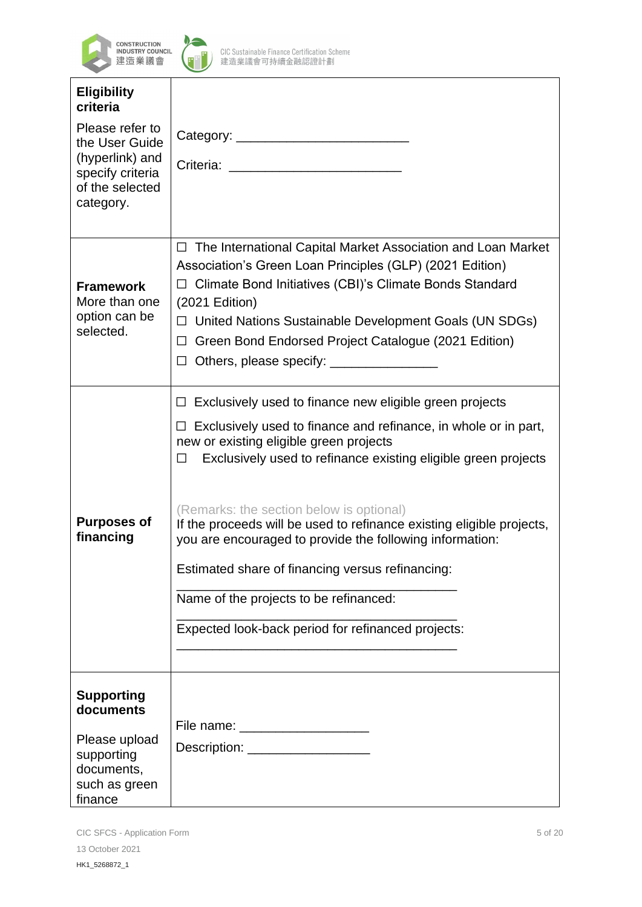| | |
|---|---|
| **Eligibility criteria**<br><br>Please refer to the User Guide (hyperlink) and specify criteria of the selected category. | Category: ______________________<br><br>Criteria: ______________________ |
| **Framework**<br>More than one option can be selected. | ☐ The International Capital Market Association and Loan Market Association's Green Loan Principles (GLP) (2021 Edition)<br>☐ Climate Bond Initiatives (CBI)'s Climate Bonds Standard (2021 Edition)<br>☐ United Nations Sustainable Development Goals (UN SDGs)<br>☐ Green Bond Endorsed Project Catalogue (2021 Edition)<br>☐ Others, please specify: ______________ |
| **Purposes of financing** | ☐ Exclusively used to finance new eligible green projects<br><br>☐ Exclusively used to finance and refinance, in whole or in part, new or existing eligible green projects<br>☐ Exclusively used to refinance existing eligible green projects<br><br>(Remarks: the section below is optional)<br>If the proceeds will be used to refinance existing eligible projects, you are encouraged to provide the following information:<br><br>Estimated share of financing versus refinancing:<br>______________________________________<br>Name of the projects to be refinanced:<br>______________________________________<br>Expected look-back period for refinanced projects:<br>______________________________________ |
| **Supporting documents**<br><br>Please upload supporting documents, such as green finance | File name: ________________<br>Description: ________________ |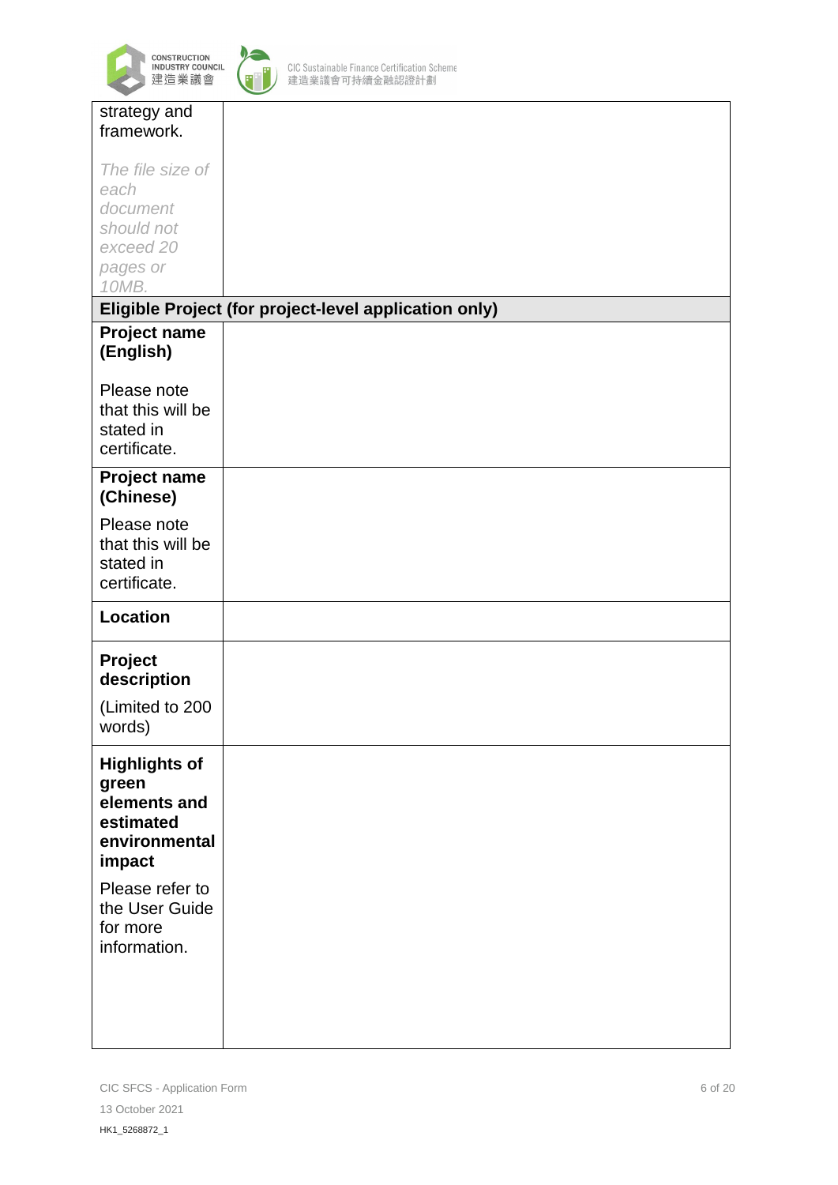| strategy and framework.<br><br>*The file size of each document should not exceed 20 pages or 10MB.* | |
|---|---|
| **Eligible Project (for project-level application only)** | |
| **Project name (English)**<br><br>Please note that this will be stated in certificate. | |
| **Project name (Chinese)**<br><br>Please note that this will be stated in certificate. | |
| **Location** | |
| **Project description**<br><br>(Limited to 200 words) | |
| **Highlights of green elements and estimated environmental impact**<br><br>Please refer to the User Guide for more information. | |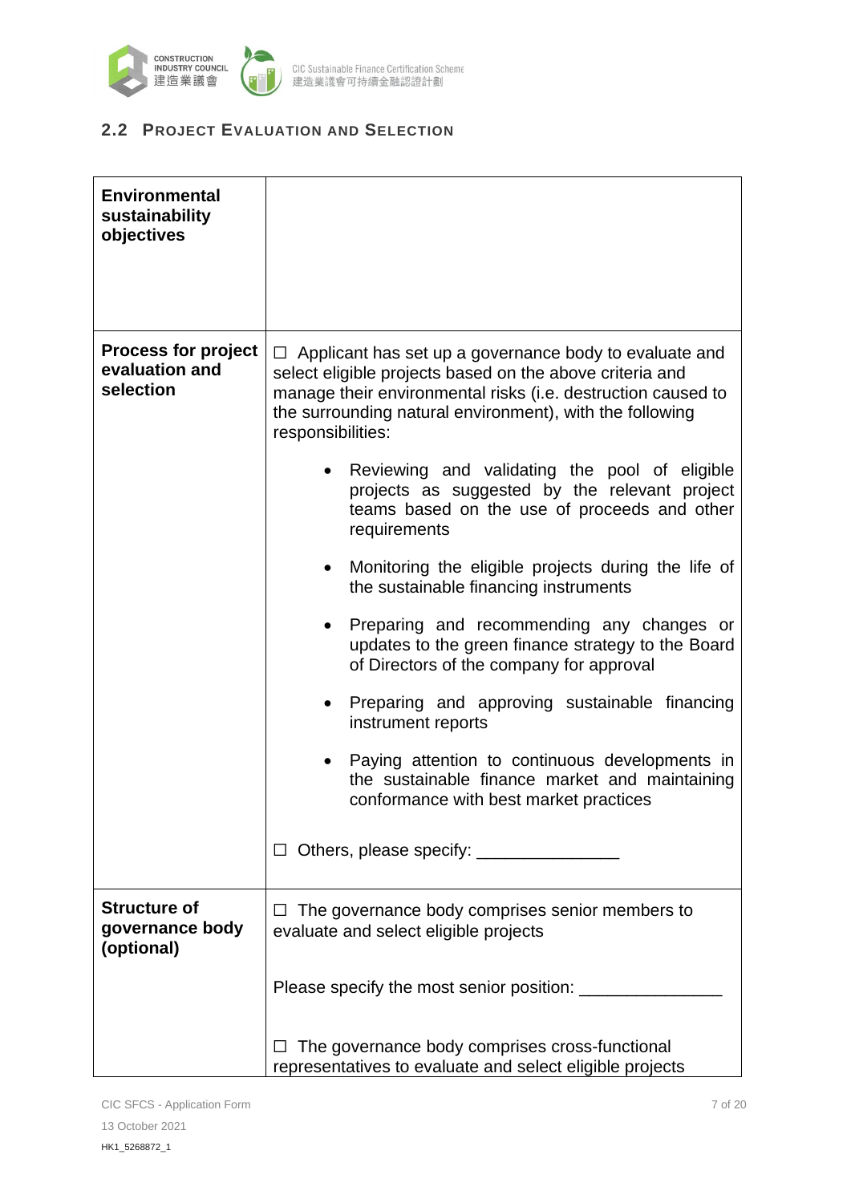## 2.2 Project Evaluation and Selection

| **Environmental sustainability objectives** | |
|---|---|
| **Process for project evaluation and selection** | ☐ Applicant has set up a governance body to evaluate and select eligible projects based on the above criteria and manage their environmental risks (i.e. destruction caused to the surrounding natural environment), with the following responsibilities:<br><br>• Reviewing and validating the pool of eligible projects as suggested by the relevant project teams based on the use of proceeds and other requirements<br>• Monitoring the eligible projects during the life of the sustainable financing instruments<br>• Preparing and recommending any changes or updates to the green finance strategy to the Board of Directors of the company for approval<br>• Preparing and approving sustainable financing instrument reports<br>• Paying attention to continuous developments in the sustainable finance market and maintaining conformance with best market practices<br><br>☐ Others, please specify: _______________ |
| **Structure of governance body (optional)** | ☐ The governance body comprises senior members to evaluate and select eligible projects<br><br>Please specify the most senior position: _______________<br><br>☐ The governance body comprises cross-functional representatives to evaluate and select eligible projects |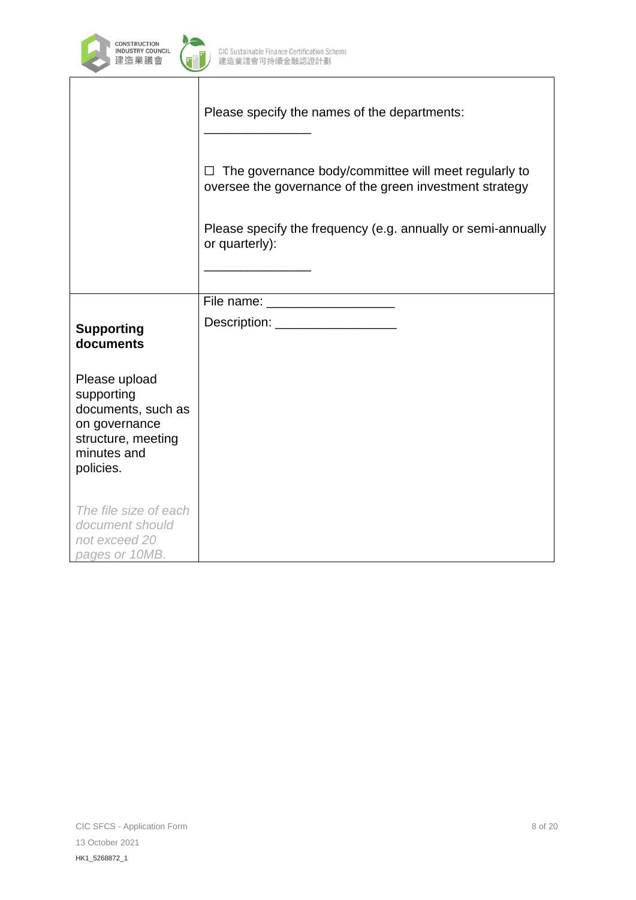| | |
|---|---|
| | Please specify the names of the departments:<br><br>_______________<br><br>☐ The governance body/committee will meet regularly to oversee the governance of the green investment strategy<br><br>Please specify the frequency (e.g. annually or semi-annually or quarterly):<br><br>_______________ |
| **Supporting documents**<br><br>Please upload supporting documents, such as on governance structure, meeting minutes and policies.<br><br>*The file size of each document should not exceed 20 pages or 10MB.* | File name: __________________<br><br>Description: _________________ |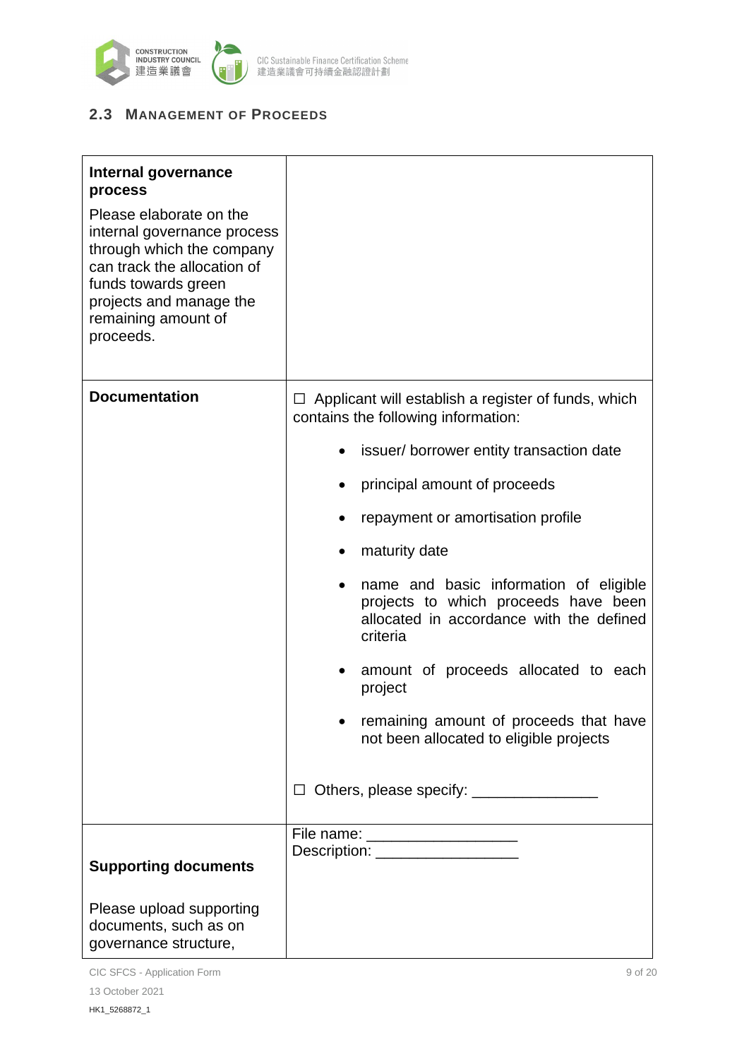## 2.3 Management of Proceeds

| | |
|---|---|
| **Internal governance process**<br><br>Please elaborate on the internal governance process through which the company can track the allocation of funds towards green projects and manage the remaining amount of proceeds. | |
| **Documentation** | ☐ Applicant will establish a register of funds, which contains the following information:<br><br>• issuer/ borrower entity transaction date<br>• principal amount of proceeds<br>• repayment or amortisation profile<br>• maturity date<br>• name and basic information of eligible projects to which proceeds have been allocated in accordance with the defined criteria<br>• amount of proceeds allocated to each project<br>• remaining amount of proceeds that have not been allocated to eligible projects<br><br>☐ Others, please specify: _______________ |
| **Supporting documents**<br><br>Please upload supporting documents, such as on governance structure, | File name: __________________<br>Description: _________________ |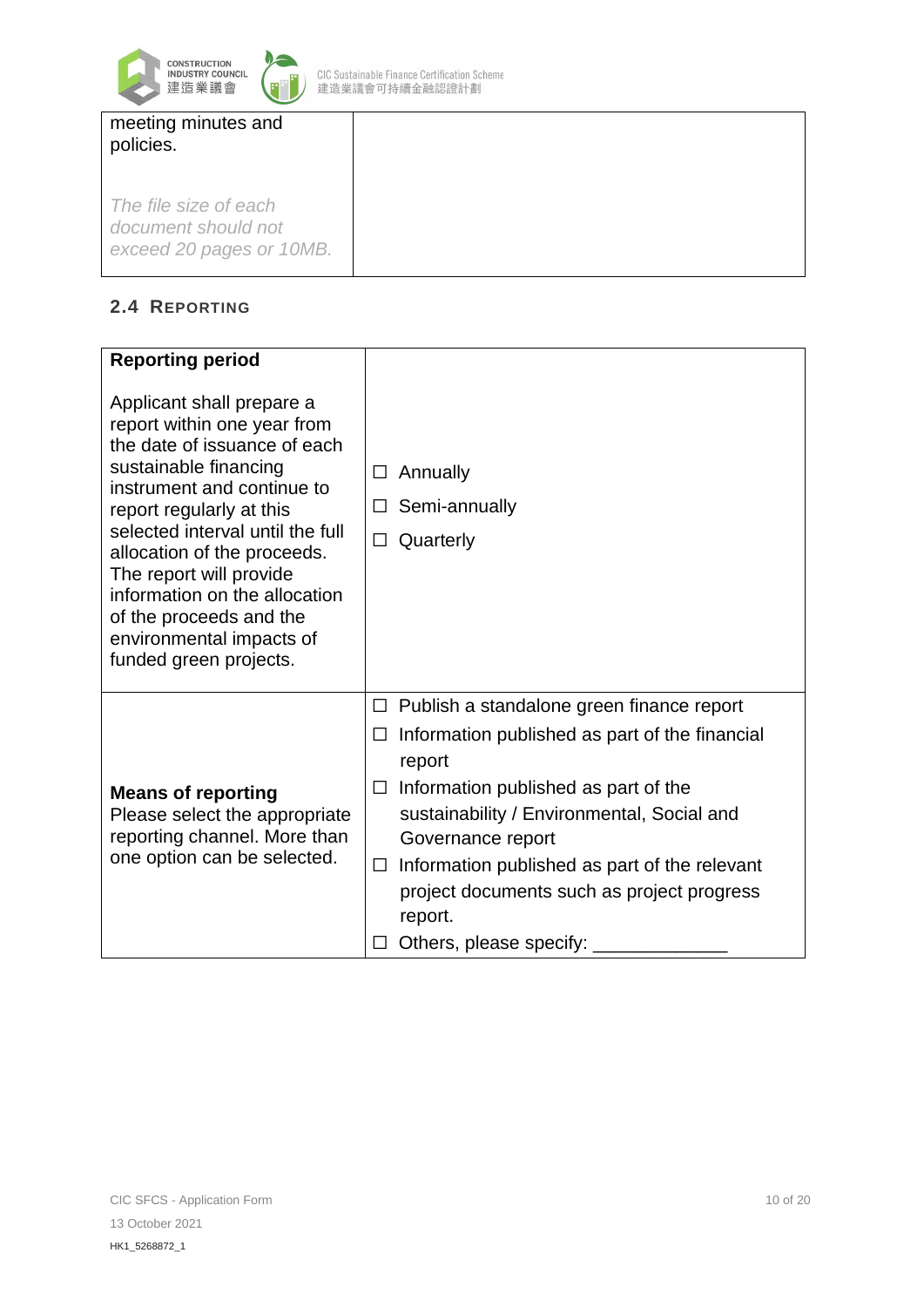| meeting minutes and policies.<br><br>*The file size of each document should not exceed 20 pages or 10MB.* | |
|---|---|

## 2.4 REPORTING

| **Reporting period**<br><br>Applicant shall prepare a report within one year from the date of issuance of each sustainable financing instrument and continue to report regularly at this selected interval until the full allocation of the proceeds. The report will provide information on the allocation of the proceeds and the environmental impacts of funded green projects. | ☐ Annually<br>☐ Semi-annually<br>☐ Quarterly |
|---|---|
| **Means of reporting**<br>Please select the appropriate reporting channel. More than one option can be selected. | ☐ Publish a standalone green finance report<br>☐ Information published as part of the financial report<br>☐ Information published as part of the sustainability / Environmental, Social and Governance report<br>☐ Information published as part of the relevant project documents such as project progress report.<br>☐ Others, please specify: _____________ |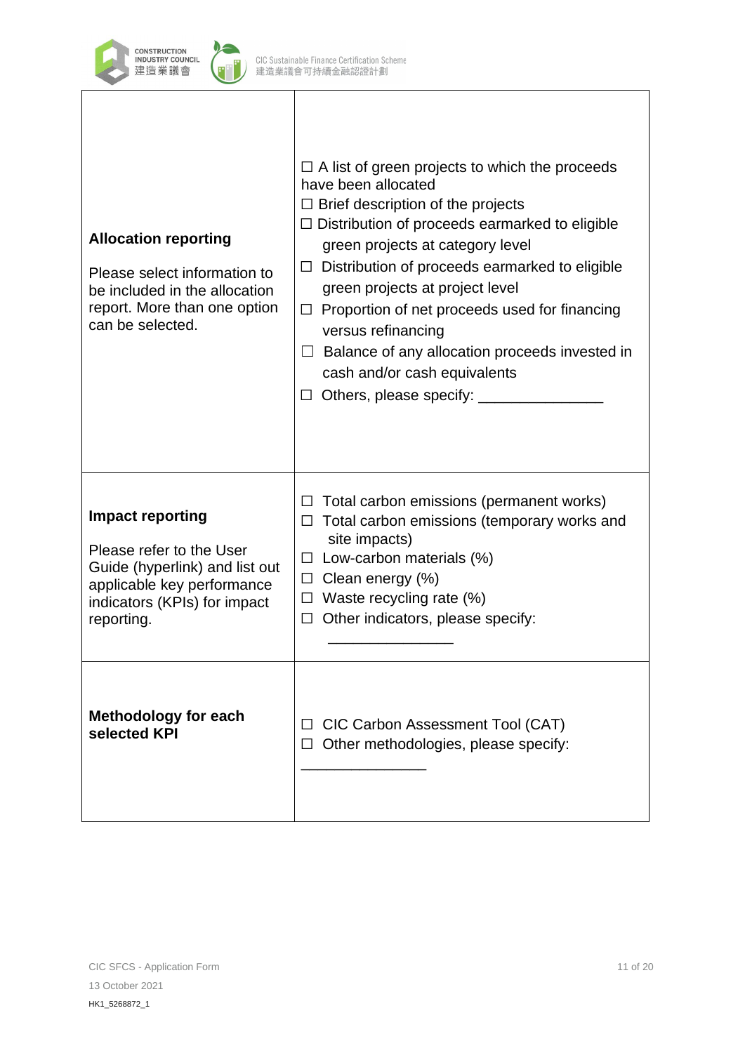| | |
|---|---|
| **Allocation reporting**<br><br>Please select information to be included in the allocation report. More than one option can be selected. | ☐ A list of green projects to which the proceeds have been allocated<br>☐ Brief description of the projects<br>☐ Distribution of proceeds earmarked to eligible green projects at category level<br>☐ Distribution of proceeds earmarked to eligible green projects at project level<br>☐ Proportion of net proceeds used for financing versus refinancing<br>☐ Balance of any allocation proceeds invested in cash and/or cash equivalents<br>☐ Others, please specify: _______________ |
| **Impact reporting**<br><br>Please refer to the User Guide (hyperlink) and list out applicable key performance indicators (KPIs) for impact reporting. | ☐ Total carbon emissions (permanent works)<br>☐ Total carbon emissions (temporary works and site impacts)<br>☐ Low-carbon materials (%)<br>☐ Clean energy (%)<br>☐ Waste recycling rate (%)<br>☐ Other indicators, please specify: _______________ |
| **Methodology for each selected KPI** | ☐ CIC Carbon Assessment Tool (CAT)<br>☐ Other methodologies, please specify: _______________ |

CIC SFCS - Application Form

13 October 2021

HK1_5268872_1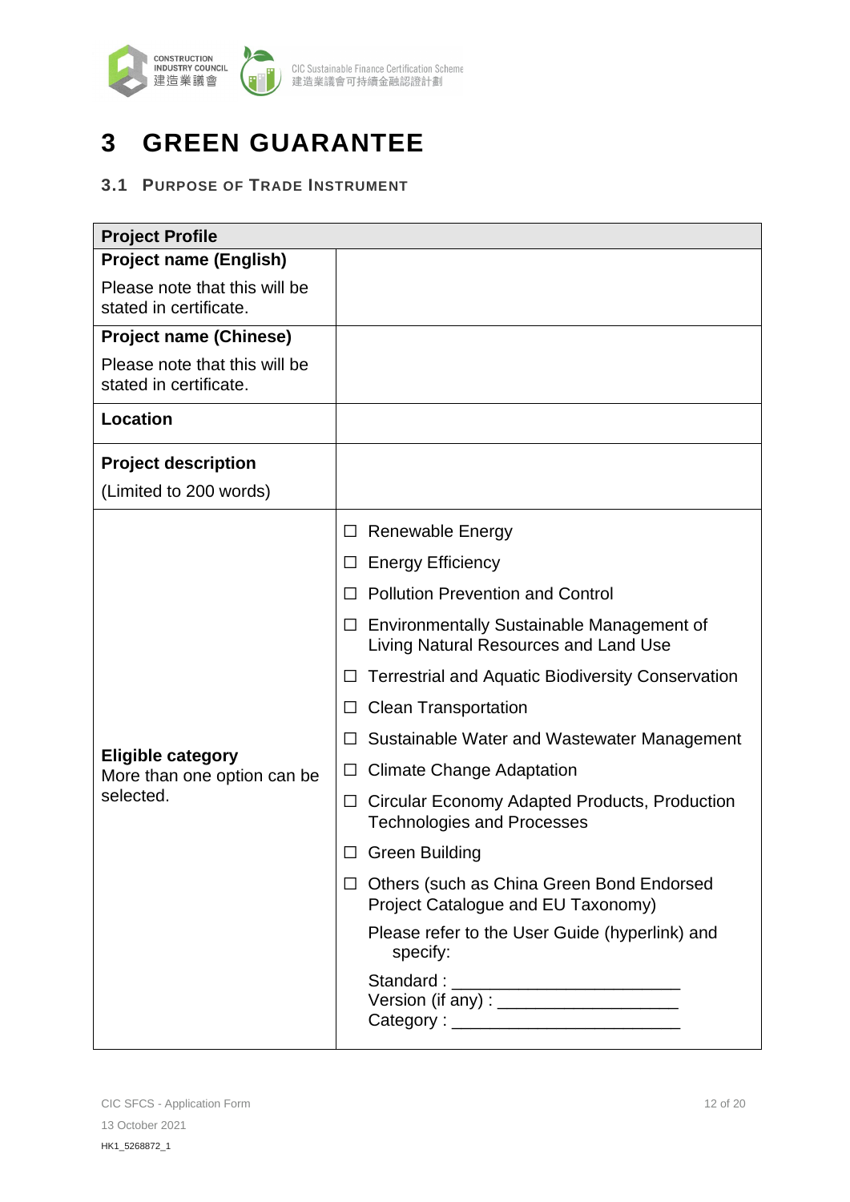# 3 GREEN GUARANTEE

## 3.1 Purpose of Trade Instrument

| Project Profile | |
|---|---|
| **Project name (English)**<br>Please note that this will be stated in certificate. | |
| **Project name (Chinese)**<br>Please note that this will be stated in certificate. | |
| **Location** | |
| **Project description**<br>(Limited to 200 words) | |
| **Eligible category**<br>More than one option can be selected. | ☐ Renewable Energy<br>☐ Energy Efficiency<br>☐ Pollution Prevention and Control<br>☐ Environmentally Sustainable Management of Living Natural Resources and Land Use<br>☐ Terrestrial and Aquatic Biodiversity Conservation<br>☐ Clean Transportation<br>☐ Sustainable Water and Wastewater Management<br>☐ Climate Change Adaptation<br>☐ Circular Economy Adapted Products, Production Technologies and Processes<br>☐ Green Building<br>☐ Others (such as China Green Bond Endorsed Project Catalogue and EU Taxonomy)<br>Please refer to the User Guide (hyperlink) and specify:<br>Standard : ______________________<br>Version (if any) : __________________<br>Category : ______________________ |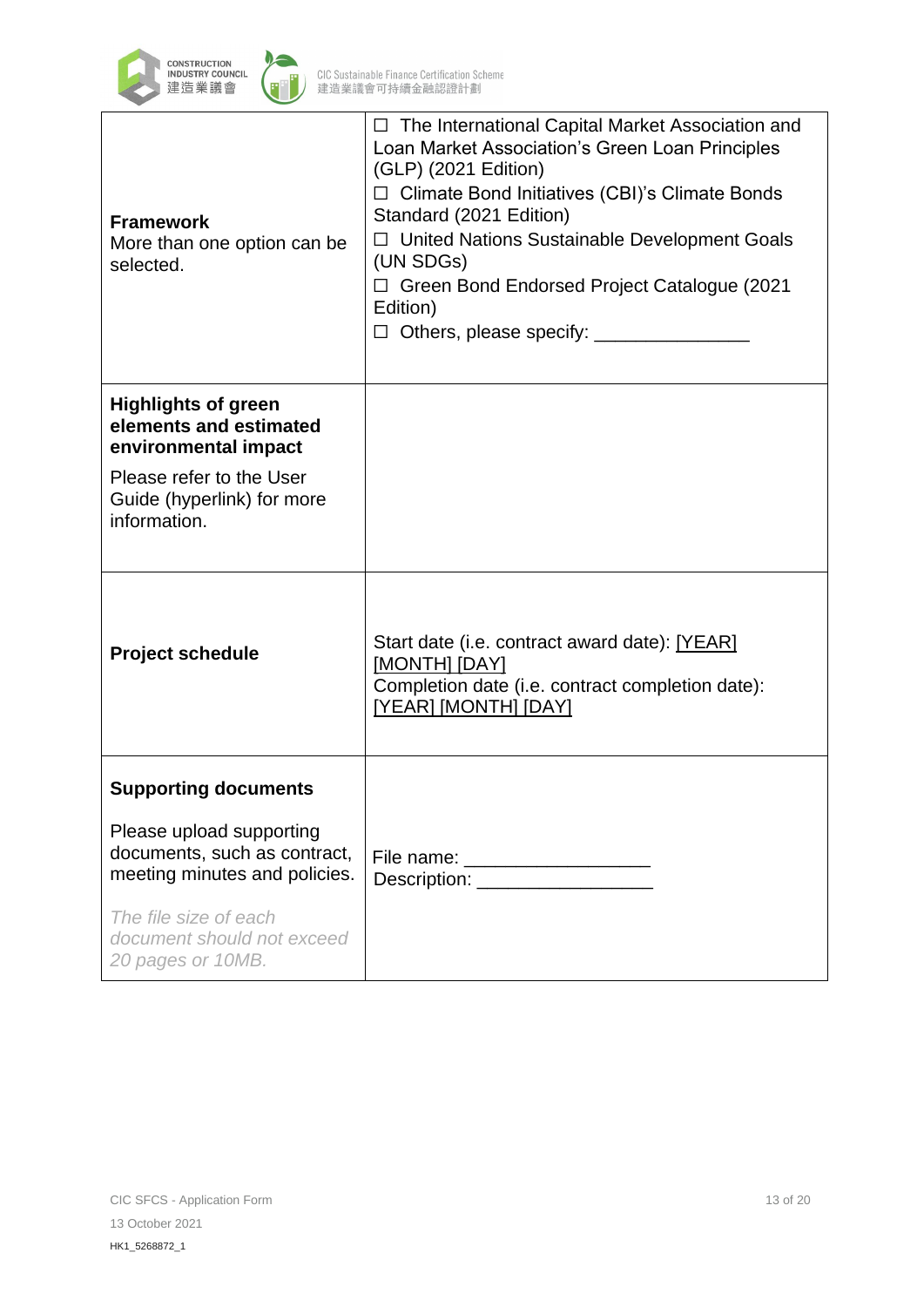| | |
|---|---|
| **Framework**<br>More than one option can be selected. | ☐ The International Capital Market Association and Loan Market Association's Green Loan Principles (GLP) (2021 Edition)<br>☐ Climate Bond Initiatives (CBI)'s Climate Bonds Standard (2021 Edition)<br>☐ United Nations Sustainable Development Goals (UN SDGs)<br>☐ Green Bond Endorsed Project Catalogue (2021 Edition)<br>☐ Others, please specify: _______________ |
| **Highlights of green elements and estimated environmental impact**<br>Please refer to the User Guide (hyperlink) for more information. | |
| **Project schedule** | Start date (i.e. contract award date): [YEAR] [MONTH] [DAY]<br>Completion date (i.e. contract completion date): [YEAR] [MONTH] [DAY] |
| **Supporting documents**<br>Please upload supporting documents, such as contract, meeting minutes and policies.<br>*The file size of each document should not exceed 20 pages or 10MB.* | File name: __________________<br>Description: _________________ |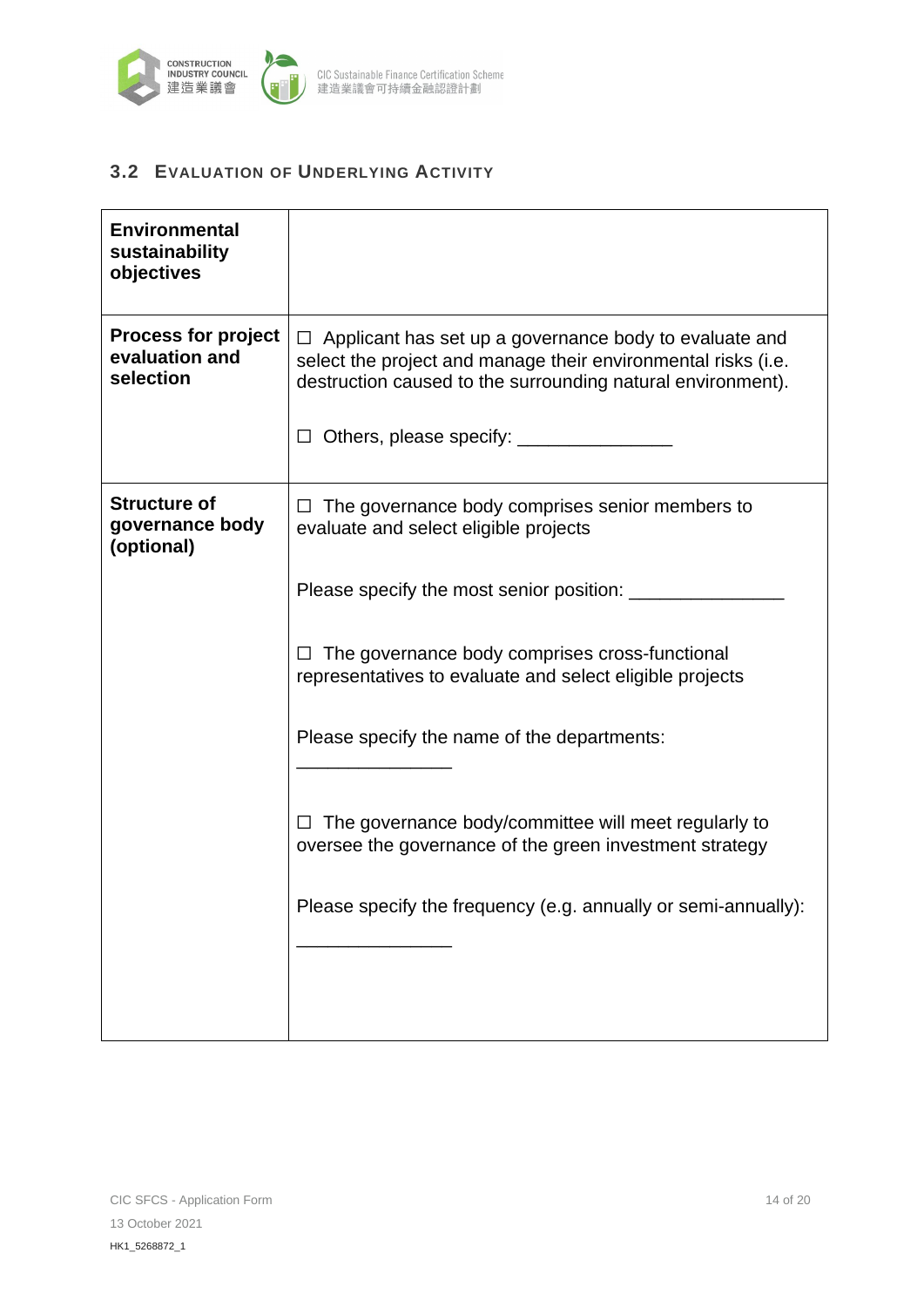## 3.2 Evaluation of Underlying Activity

| **Environmental sustainability objectives** | |
|---|---|
| **Process for project evaluation and selection** | ☐ Applicant has set up a governance body to evaluate and select the project and manage their environmental risks (i.e. destruction caused to the surrounding natural environment).<br><br>☐ Others, please specify: _______________ |
| **Structure of governance body (optional)** | ☐ The governance body comprises senior members to evaluate and select eligible projects<br><br>Please specify the most senior position: _______________<br><br>☐ The governance body comprises cross-functional representatives to evaluate and select eligible projects<br><br>Please specify the name of the departments: _______________<br><br>☐ The governance body/committee will meet regularly to oversee the governance of the green investment strategy<br><br>Please specify the frequency (e.g. annually or semi-annually): _______________ |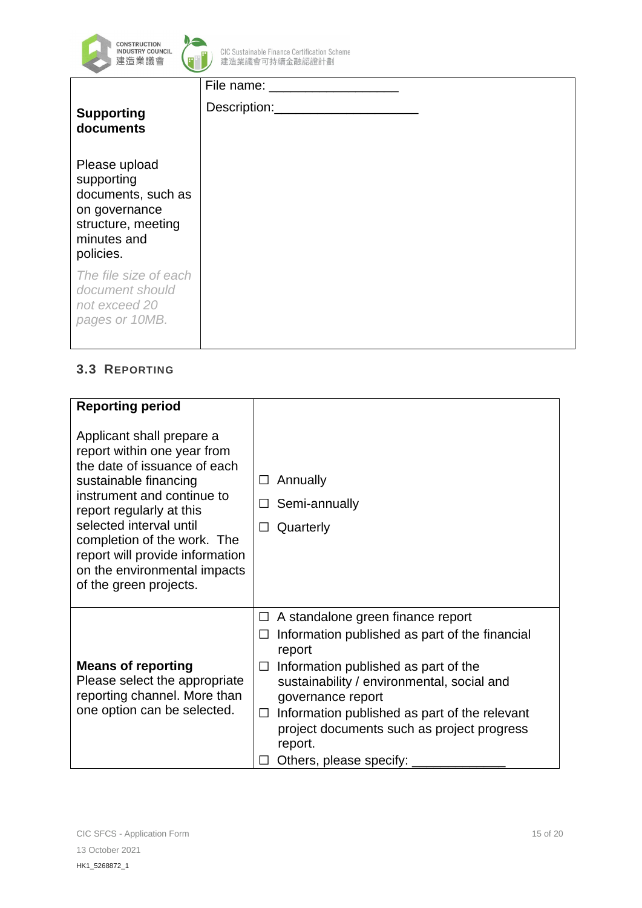| **Supporting documents**<br><br>Please upload supporting documents, such as on governance structure, meeting minutes and policies.<br><br>*The file size of each document should not exceed 20 pages or 10MB.* | File name: \_\_\_\_\_\_\_\_\_\_\_\_\_\_\_\_\_\_<br><br>Description:\_\_\_\_\_\_\_\_\_\_\_\_\_\_\_\_\_\_\_\_ |
|---|---|

### 3.3 Reporting

| **Reporting period**<br><br>Applicant shall prepare a report within one year from the date of issuance of each sustainable financing instrument and continue to report regularly at this selected interval until completion of the work. The report will provide information on the environmental impacts of the green projects. | ☐ Annually<br>☐ Semi-annually<br>☐ Quarterly |
|---|---|
| **Means of reporting**<br>Please select the appropriate reporting channel. More than one option can be selected. | ☐ A standalone green finance report<br>☐ Information published as part of the financial report<br>☐ Information published as part of the sustainability / environmental, social and governance report<br>☐ Information published as part of the relevant project documents such as project progress report.<br>☐ Others, please specify: \_\_\_\_\_\_\_\_\_\_\_\_\_ |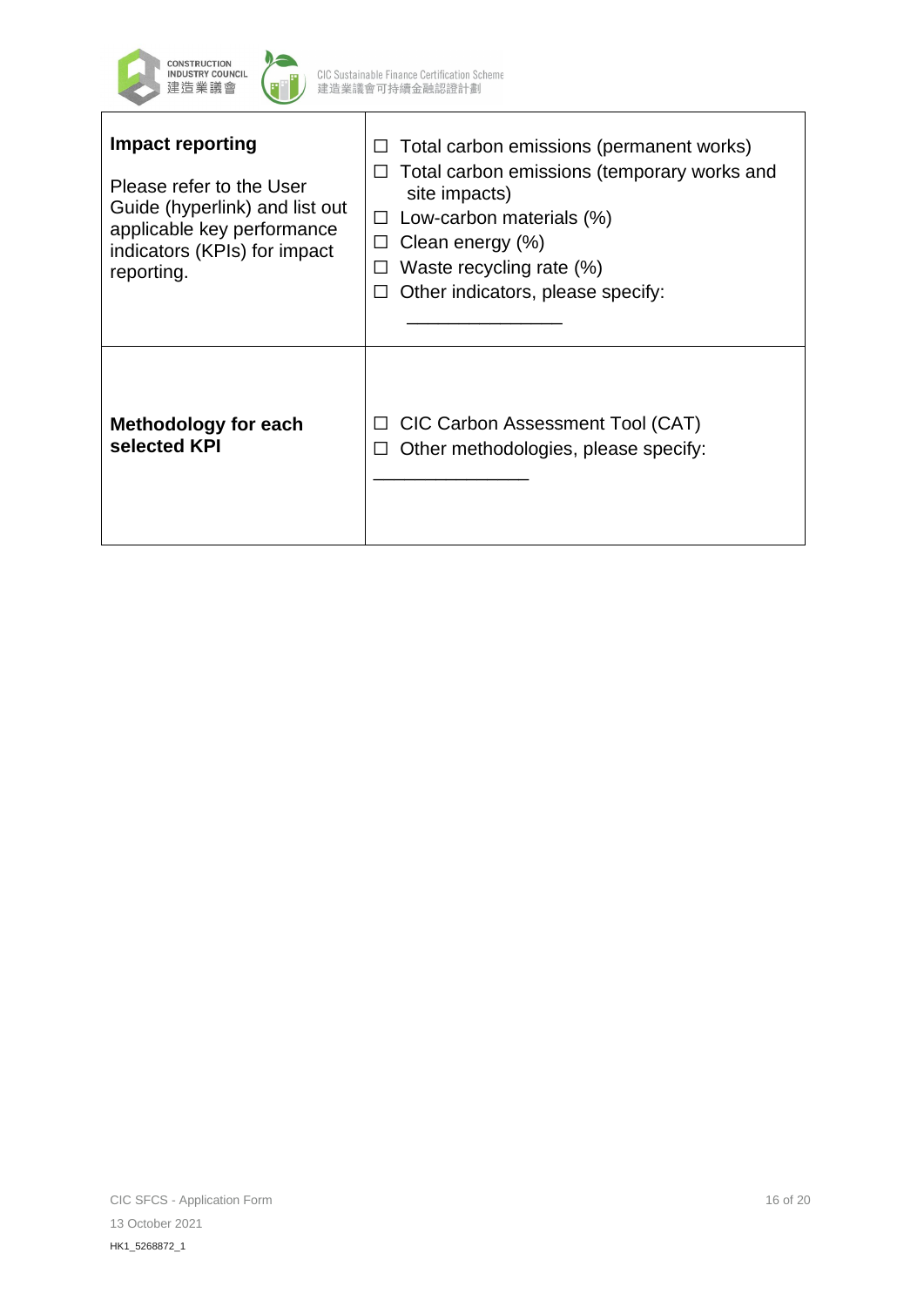| | |
|---|---|
| **Impact reporting**<br><br>Please refer to the User Guide (hyperlink) and list out applicable key performance indicators (KPIs) for impact reporting. | ☐ Total carbon emissions (permanent works)<br>☐ Total carbon emissions (temporary works and site impacts)<br>☐ Low-carbon materials (%)<br>☐ Clean energy (%)<br>☐ Waste recycling rate (%)<br>☐ Other indicators, please specify:<br>_______________ |
| **Methodology for each selected KPI** | ☐ CIC Carbon Assessment Tool (CAT)<br>☐ Other methodologies, please specify:<br>_______________ |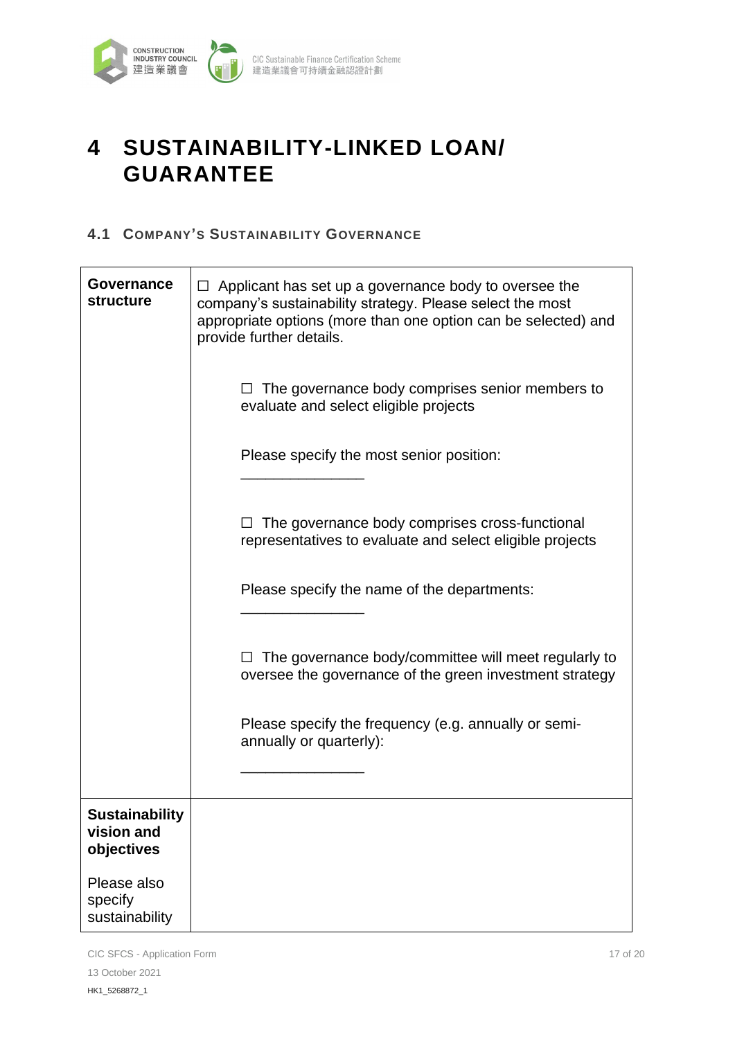# 4 SUSTAINABILITY-LINKED LOAN/ GUARANTEE

## 4.1 COMPANY'S SUSTAINABILITY GOVERNANCE

| | |
|---|---|
| **Governance structure** | ☐ Applicant has set up a governance body to oversee the company's sustainability strategy. Please select the most appropriate options (more than one option can be selected) and provide further details.<br><br>☐ The governance body comprises senior members to evaluate and select eligible projects<br><br>Please specify the most senior position:<br><br>_______________<br><br>☐ The governance body comprises cross-functional representatives to evaluate and select eligible projects<br><br>Please specify the name of the departments:<br><br>_______________<br><br>☐ The governance body/committee will meet regularly to oversee the governance of the green investment strategy<br><br>Please specify the frequency (e.g. annually or semi-annually or quarterly):<br><br>_______________ |
| **Sustainability vision and objectives**<br><br>Please also specify sustainability | |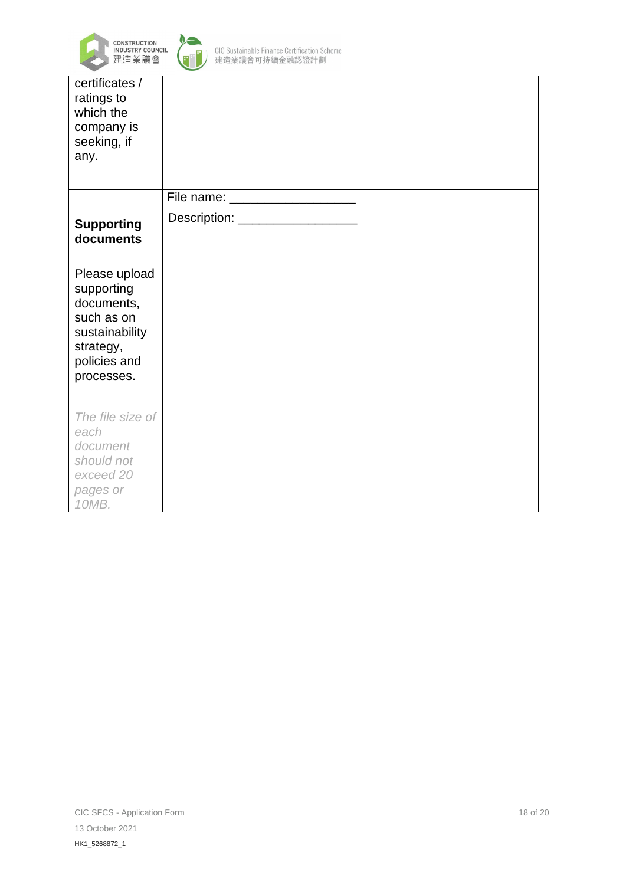| | |
|---|---|
| certificates / ratings to which the company is seeking, if any. | |
| **Supporting documents**<br><br>Please upload supporting documents, such as on sustainability strategy, policies and processes.<br><br>*The file size of each document should not exceed 20 pages or 10MB.* | File name: _________________<br><br>Description: _________________ |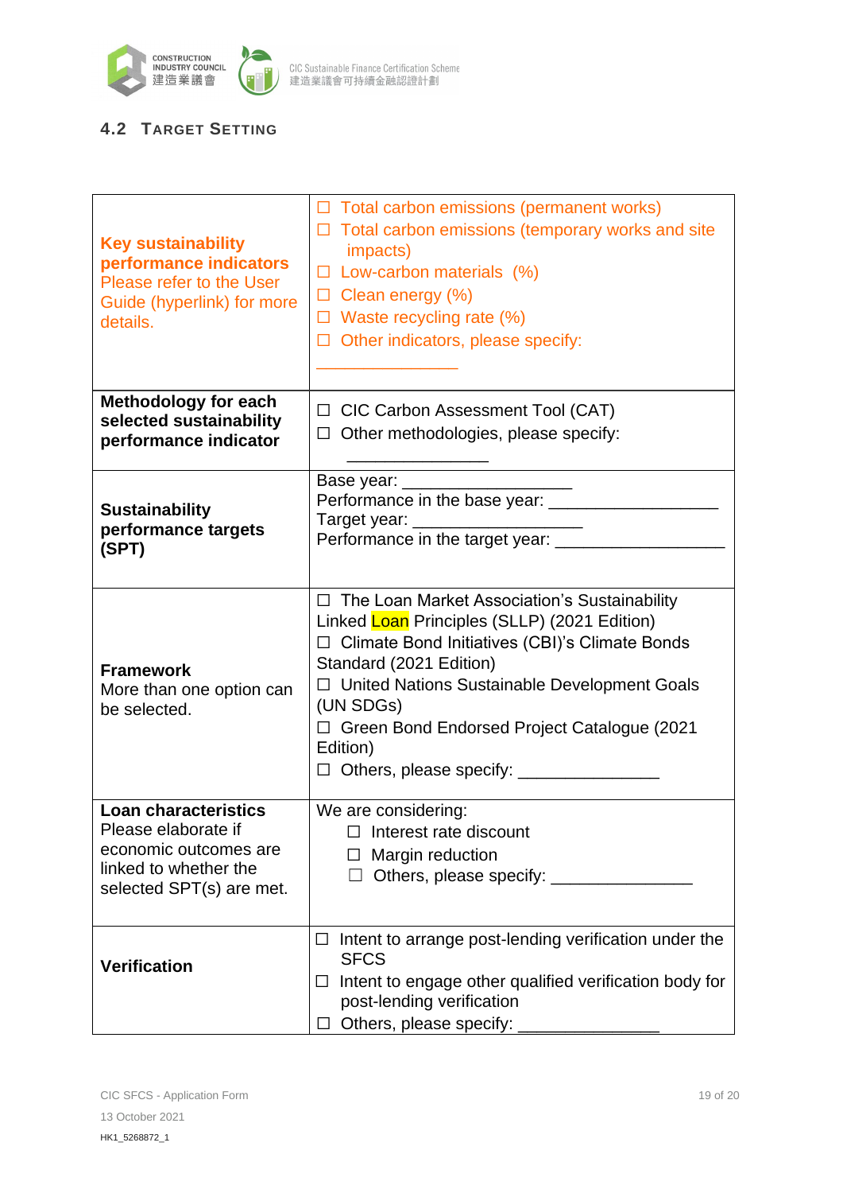## 4.2 Target Setting

| | |
|---|---|
| **Key sustainability performance indicators** Please refer to the User Guide (hyperlink) for more details. | ☐ Total carbon emissions (permanent works)<br>☐ Total carbon emissions (temporary works and site impacts)<br>☐ Low-carbon materials (%)<br>☐ Clean energy (%)<br>☐ Waste recycling rate (%)<br>☐ Other indicators, please specify: ______________ |
| **Methodology for each selected sustainability performance indicator** | ☐ CIC Carbon Assessment Tool (CAT)<br>☐ Other methodologies, please specify: ______________ |
| **Sustainability performance targets (SPT)** | Base year: _________________<br>Performance in the base year: _________________<br>Target year: _________________<br>Performance in the target year: _________________ |
| **Framework** More than one option can be selected. | ☐ The Loan Market Association's Sustainability Linked Loan Principles (SLLP) (2021 Edition)<br>☐ Climate Bond Initiatives (CBI)'s Climate Bonds Standard (2021 Edition)<br>☐ United Nations Sustainable Development Goals (UN SDGs)<br>☐ Green Bond Endorsed Project Catalogue (2021 Edition)<br>☐ Others, please specify: ______________ |
| **Loan characteristics** Please elaborate if economic outcomes are linked to whether the selected SPT(s) are met. | We are considering:<br>☐ Interest rate discount<br>☐ Margin reduction<br>☐ Others, please specify: ______________ |
| **Verification** | ☐ Intent to arrange post-lending verification under the SFCS<br>☐ Intent to engage other qualified verification body for post-lending verification<br>☐ Others, please specify: ______________ |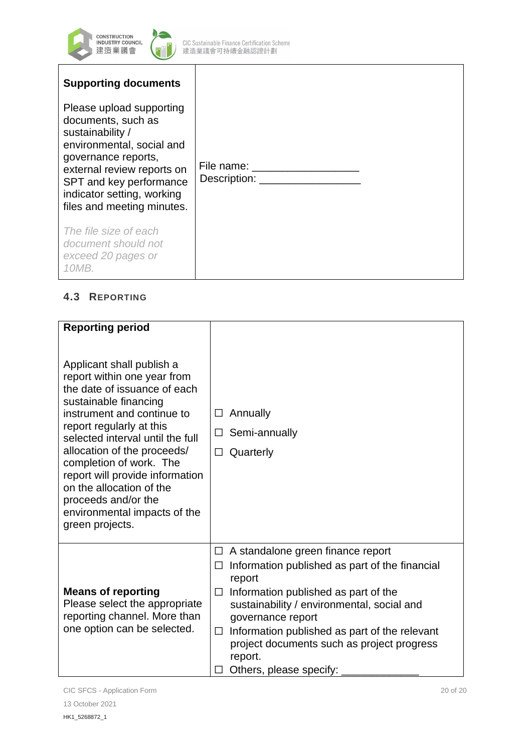| **Supporting documents**<br><br>Please upload supporting documents, such as sustainability / environmental, social and governance reports, external review reports on SPT and key performance indicator setting, working files and meeting minutes.<br><br>*The file size of each document should not exceed 20 pages or 10MB.* | File name: ________________<br>Description: ________________ |
|---|---|

### 4.3 Reporting

| **Reporting period**<br><br>Applicant shall publish a report within one year from the date of issuance of each sustainable financing instrument and continue to report regularly at this selected interval until the full allocation of the proceeds/ completion of work. The report will provide information on the allocation of the proceeds and/or the environmental impacts of the green projects. | ☐ Annually<br>☐ Semi-annually<br>☐ Quarterly |
|---|---|
| **Means of reporting**<br>Please select the appropriate reporting channel. More than one option can be selected. | ☐ A standalone green finance report<br>☐ Information published as part of the financial report<br>☐ Information published as part of the sustainability / environmental, social and governance report<br>☐ Information published as part of the relevant project documents such as project progress report.<br>☐ Others, please specify: ____________ |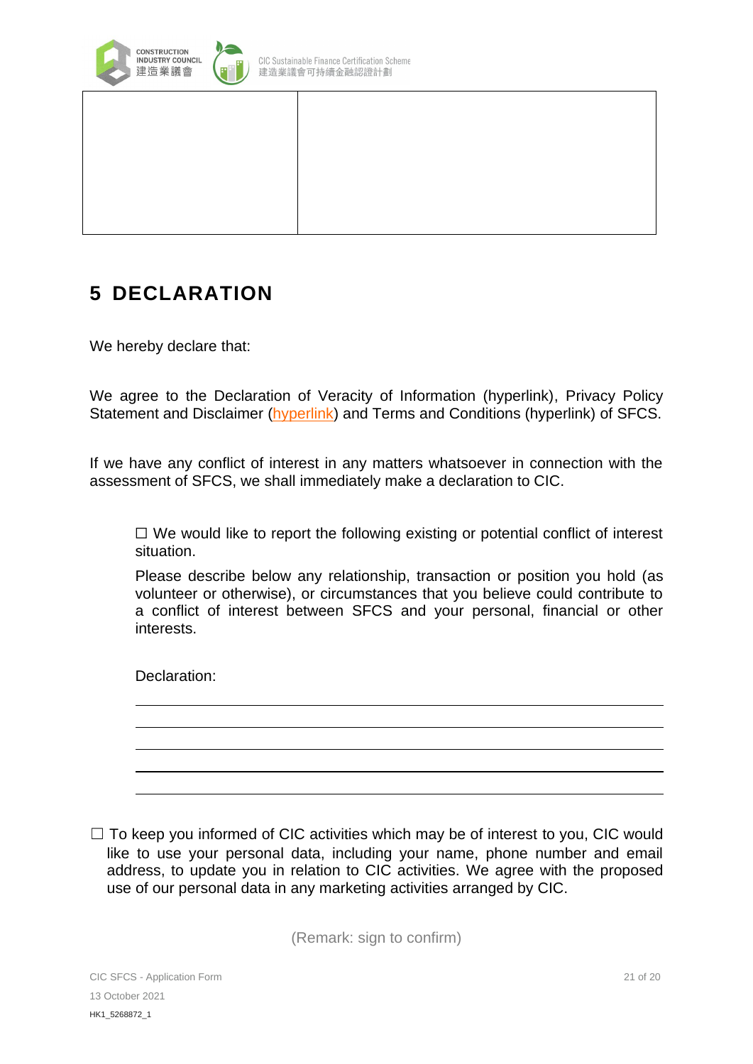| | |
|---|---|
| | |

# 5 DECLARATION

We hereby declare that:

We agree to the Declaration of Veracity of Information (hyperlink), Privacy Policy Statement and Disclaimer (hyperlink) and Terms and Conditions (hyperlink) of SFCS.

If we have any conflict of interest in any matters whatsoever in connection with the assessment of SFCS, we shall immediately make a declaration to CIC.

☐ We would like to report the following existing or potential conflict of interest situation.

Please describe below any relationship, transaction or position you hold (as volunteer or otherwise), or circumstances that you believe could contribute to a conflict of interest between SFCS and your personal, financial or other interests.

Declaration:

\_\_\_\_\_\_\_\_\_\_\_\_\_\_\_\_\_\_\_\_\_\_\_\_\_\_\_\_\_\_\_\_\_\_\_\_\_\_\_\_

\_\_\_\_\_\_\_\_\_\_\_\_\_\_\_\_\_\_\_\_\_\_\_\_\_\_\_\_\_\_\_\_\_\_\_\_\_\_\_\_

\_\_\_\_\_\_\_\_\_\_\_\_\_\_\_\_\_\_\_\_\_\_\_\_\_\_\_\_\_\_\_\_\_\_\_\_\_\_\_\_

\_\_\_\_\_\_\_\_\_\_\_\_\_\_\_\_\_\_\_\_\_\_\_\_\_\_\_\_\_\_\_\_\_\_\_\_\_\_\_\_

\_\_\_\_\_\_\_\_\_\_\_\_\_\_\_\_\_\_\_\_\_\_\_\_\_\_\_\_\_\_\_\_\_\_\_\_\_\_\_\_

☐ To keep you informed of CIC activities which may be of interest to you, CIC would like to use your personal data, including your name, phone number and email address, to update you in relation to CIC activities. We agree with the proposed use of our personal data in any marketing activities arranged by CIC.

(Remark: sign to confirm)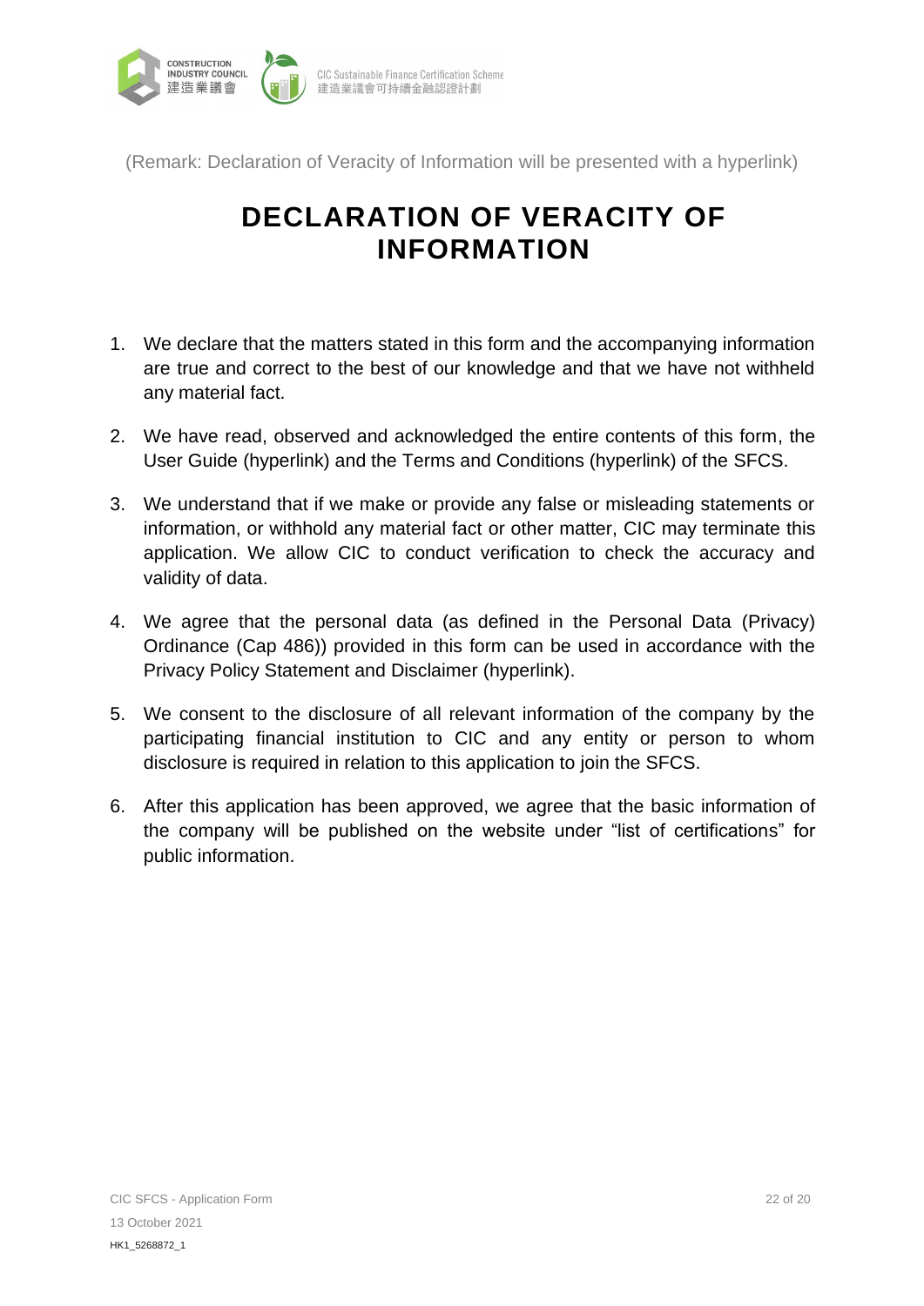(Remark: Declaration of Veracity of Information will be presented with a hyperlink)

# DECLARATION OF VERACITY OF INFORMATION

1. We declare that the matters stated in this form and the accompanying information are true and correct to the best of our knowledge and that we have not withheld any material fact.

2. We have read, observed and acknowledged the entire contents of this form, the User Guide (hyperlink) and the Terms and Conditions (hyperlink) of the SFCS.

3. We understand that if we make or provide any false or misleading statements or information, or withhold any material fact or other matter, CIC may terminate this application. We allow CIC to conduct verification to check the accuracy and validity of data.

4. We agree that the personal data (as defined in the Personal Data (Privacy) Ordinance (Cap 486)) provided in this form can be used in accordance with the Privacy Policy Statement and Disclaimer (hyperlink).

5. We consent to the disclosure of all relevant information of the company by the participating financial institution to CIC and any entity or person to whom disclosure is required in relation to this application to join the SFCS.

6. After this application has been approved, we agree that the basic information of the company will be published on the website under "list of certifications" for public information.